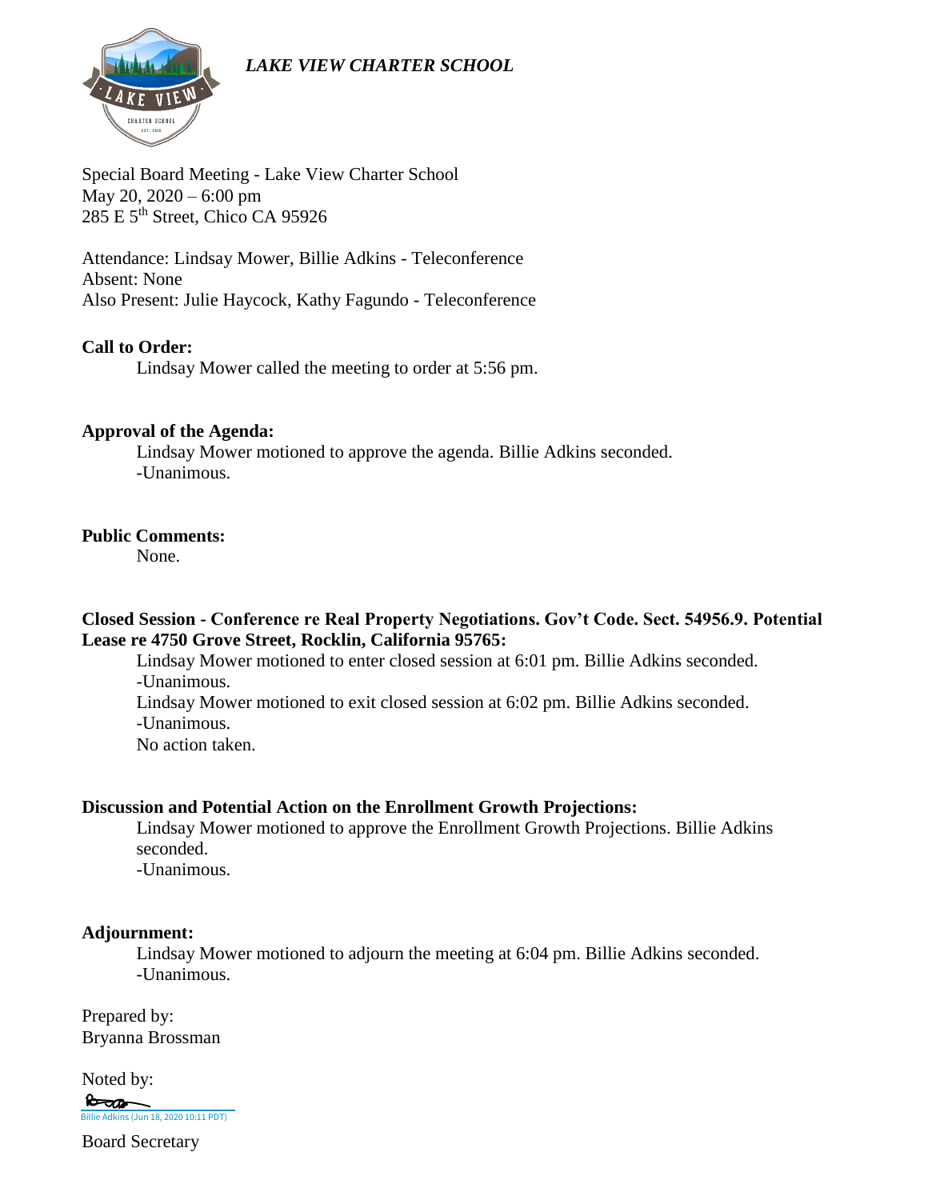*LAKE VIEW CHARTER SCHOOL*

Special Board Meeting - Lake View Charter School
May 20, 2020 – 6:00 pm
285 E 5th Street, Chico CA 95926

Attendance: Lindsay Mower, Billie Adkins - Teleconference
Absent: None
Also Present: Julie Haycock, Kathy Fagundo - Teleconference

**Call to Order:**

Lindsay Mower called the meeting to order at 5:56 pm.

**Approval of the Agenda:**

Lindsay Mower motioned to approve the agenda. Billie Adkins seconded.
-Unanimous.

**Public Comments:**

None.

**Closed Session - Conference re Real Property Negotiations. Gov't Code. Sect. 54956.9. Potential Lease re 4750 Grove Street, Rocklin, California 95765:**

Lindsay Mower motioned to enter closed session at 6:01 pm. Billie Adkins seconded.
-Unanimous.
Lindsay Mower motioned to exit closed session at 6:02 pm. Billie Adkins seconded.
-Unanimous.
No action taken.

**Discussion and Potential Action on the Enrollment Growth Projections:**

Lindsay Mower motioned to approve the Enrollment Growth Projections. Billie Adkins seconded.
-Unanimous.

**Adjournment:**

Lindsay Mower motioned to adjourn the meeting at 6:04 pm. Billie Adkins seconded.
-Unanimous.

Prepared by:
Bryanna Brossman

Noted by:

Billie Adkins (Jun 18, 2020 10:11 PDT)

Board Secretary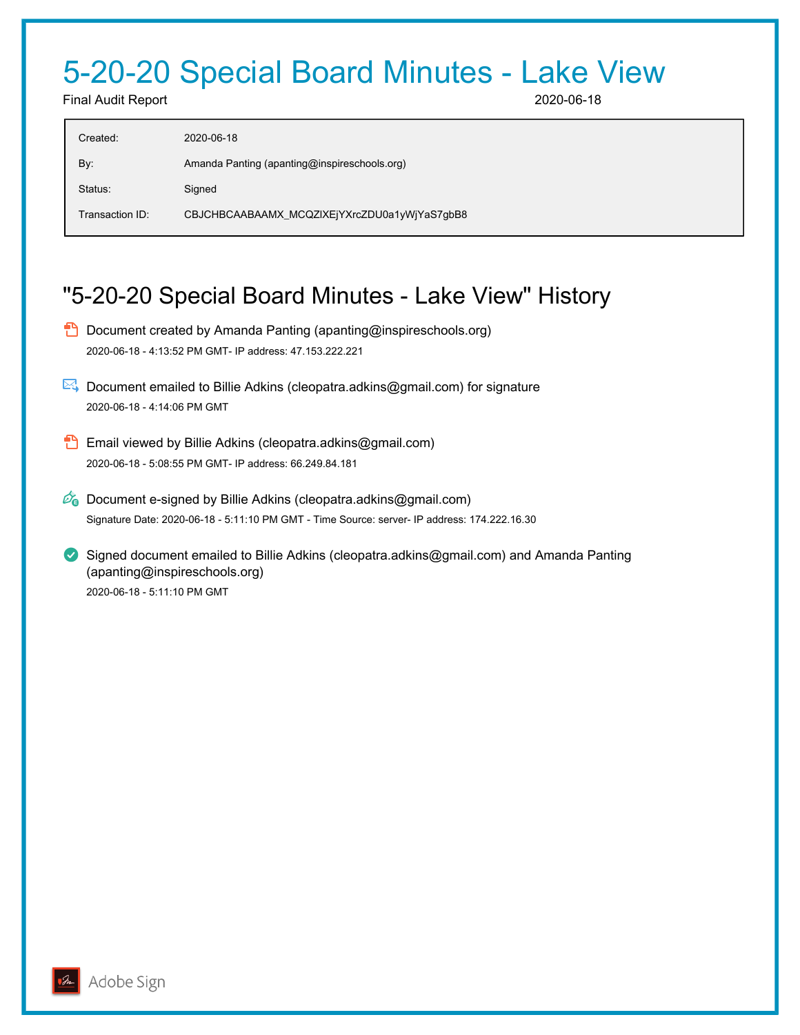# 5-20-20 Special Board Minutes - Lake View

Final Audit Report 2020-06-18

| | |
|---|---|
| Created: | 2020-06-18 |
| By: | Amanda Panting (apanting@inspireschools.org) |
| Status: | Signed |
| Transaction ID: | CBJCHBCAABAAMX_MCQZlXEjYXrcZDU0a1yWjYaS7gbB8 |

## "5-20-20 Special Board Minutes - Lake View" History

- Document created by Amanda Panting (apanting@inspireschools.org)
  2020-06-18 - 4:13:52 PM GMT- IP address: 47.153.222.221

- Document emailed to Billie Adkins (cleopatra.adkins@gmail.com) for signature
  2020-06-18 - 4:14:06 PM GMT

- Email viewed by Billie Adkins (cleopatra.adkins@gmail.com)
  2020-06-18 - 5:08:55 PM GMT- IP address: 66.249.84.181

- Document e-signed by Billie Adkins (cleopatra.adkins@gmail.com)
  Signature Date: 2020-06-18 - 5:11:10 PM GMT - Time Source: server- IP address: 174.222.16.30

- Signed document emailed to Billie Adkins (cleopatra.adkins@gmail.com) and Amanda Panting (apanting@inspireschools.org)
  2020-06-18 - 5:11:10 PM GMT

Adobe Sign